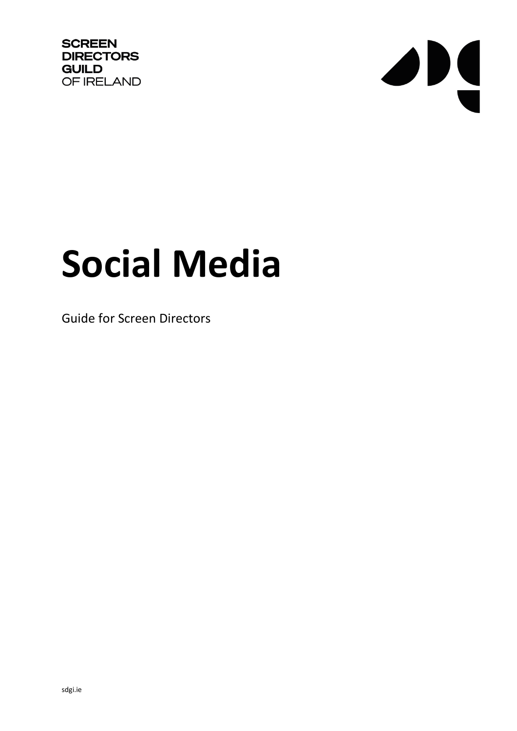SCREEN
DIRECTORS
GUILD
OF IRELAND

# Social Media

Guide for Screen Directors

sdgi.ie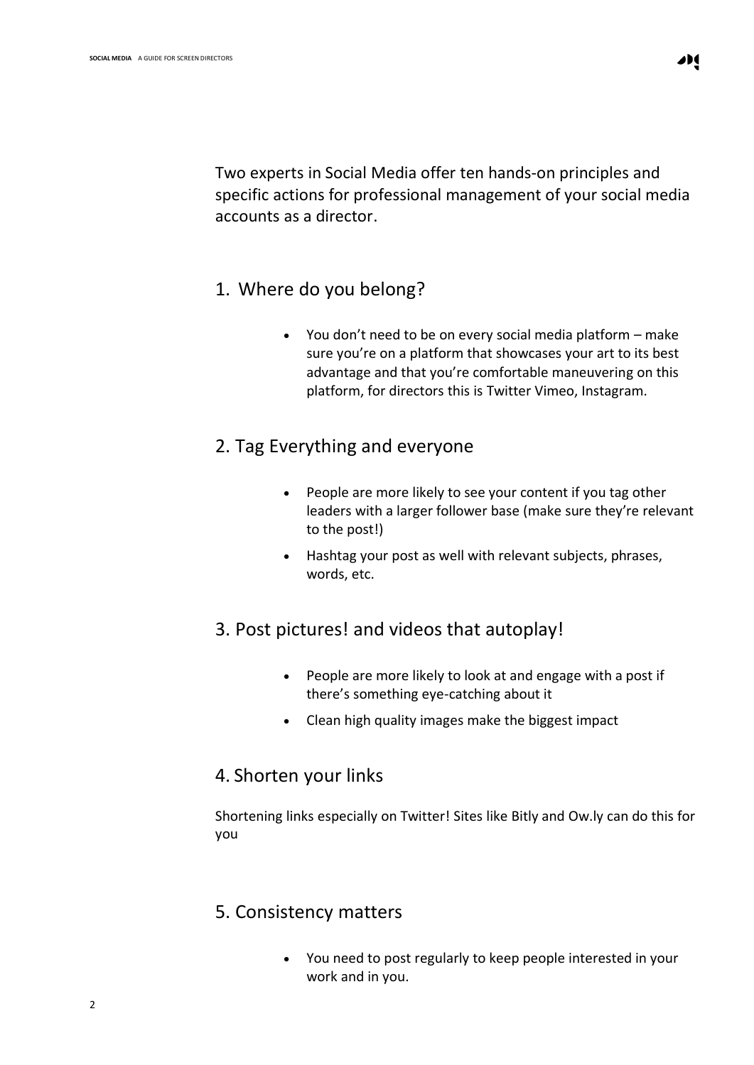Two experts in Social Media offer ten hands-on principles and specific actions for professional management of your social media accounts as a director.

## 1. Where do you belong?

- You don't need to be on every social media platform – make sure you're on a platform that showcases your art to its best advantage and that you're comfortable maneuvering on this platform, for directors this is Twitter Vimeo, Instagram.

## 2. Tag Everything and everyone

- People are more likely to see your content if you tag other leaders with a larger follower base (make sure they're relevant to the post!)
- Hashtag your post as well with relevant subjects, phrases, words, etc.

## 3. Post pictures! and videos that autoplay!

- People are more likely to look at and engage with a post if there's something eye-catching about it
- Clean high quality images make the biggest impact

## 4. Shorten your links

Shortening links especially on Twitter! Sites like Bitly and Ow.ly can do this for you

## 5. Consistency matters

- You need to post regularly to keep people interested in your work and in you.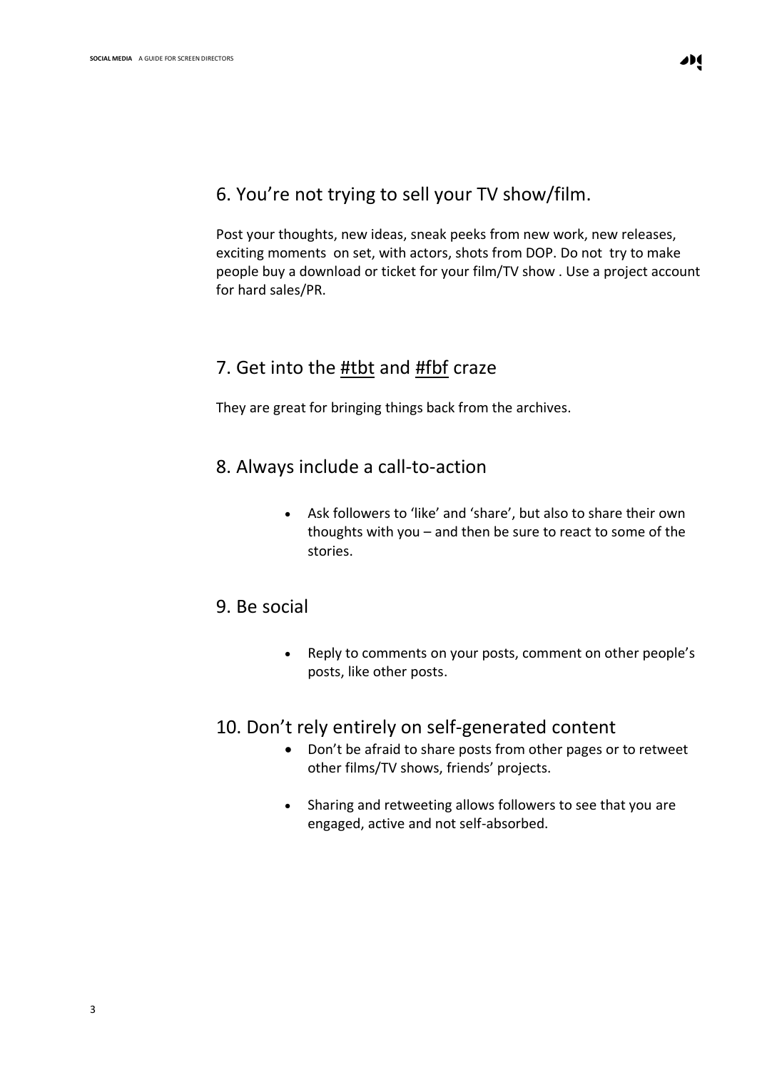## 6. You're not trying to sell your TV show/film.

Post your thoughts, new ideas, sneak peeks from new work, new releases, exciting moments on set, with actors, shots from DOP. Do not try to make people buy a download or ticket for your film/TV show . Use a project account for hard sales/PR.

## 7. Get into the #tbt and #fbf craze

They are great for bringing things back from the archives.

## 8. Always include a call-to-action

- Ask followers to 'like' and 'share', but also to share their own thoughts with you – and then be sure to react to some of the stories.

## 9. Be social

- Reply to comments on your posts, comment on other people's posts, like other posts.

## 10. Don't rely entirely on self-generated content

- Don't be afraid to share posts from other pages or to retweet other films/TV shows, friends' projects.
- Sharing and retweeting allows followers to see that you are engaged, active and not self-absorbed.